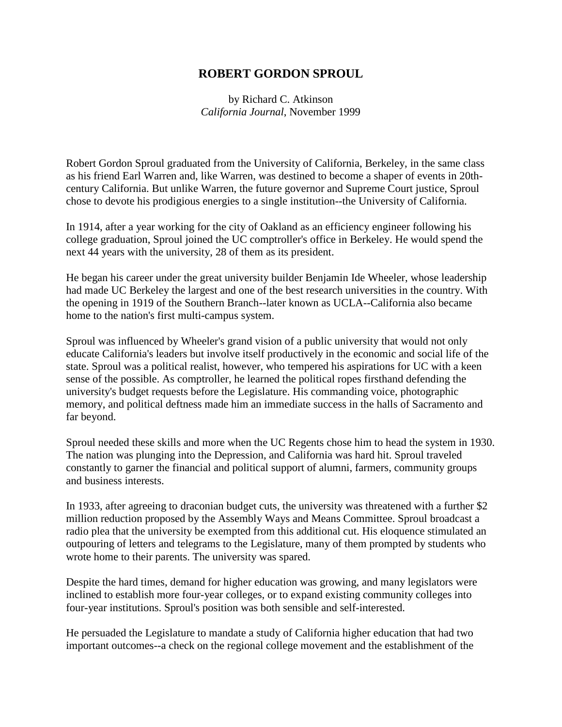# ROBERT GORDON SPROUL

by Richard C. Atkinson
*California Journal*, November 1999

Robert Gordon Sproul graduated from the University of California, Berkeley, in the same class as his friend Earl Warren and, like Warren, was destined to become a shaper of events in 20th-century California. But unlike Warren, the future governor and Supreme Court justice, Sproul chose to devote his prodigious energies to a single institution--the University of California.

In 1914, after a year working for the city of Oakland as an efficiency engineer following his college graduation, Sproul joined the UC comptroller's office in Berkeley. He would spend the next 44 years with the university, 28 of them as its president.

He began his career under the great university builder Benjamin Ide Wheeler, whose leadership had made UC Berkeley the largest and one of the best research universities in the country. With the opening in 1919 of the Southern Branch--later known as UCLA--California also became home to the nation's first multi-campus system.

Sproul was influenced by Wheeler's grand vision of a public university that would not only educate California's leaders but involve itself productively in the economic and social life of the state. Sproul was a political realist, however, who tempered his aspirations for UC with a keen sense of the possible. As comptroller, he learned the political ropes firsthand defending the university's budget requests before the Legislature. His commanding voice, photographic memory, and political deftness made him an immediate success in the halls of Sacramento and far beyond.

Sproul needed these skills and more when the UC Regents chose him to head the system in 1930. The nation was plunging into the Depression, and California was hard hit. Sproul traveled constantly to garner the financial and political support of alumni, farmers, community groups and business interests.

In 1933, after agreeing to draconian budget cuts, the university was threatened with a further $2 million reduction proposed by the Assembly Ways and Means Committee. Sproul broadcast a radio plea that the university be exempted from this additional cut. His eloquence stimulated an outpouring of letters and telegrams to the Legislature, many of them prompted by students who wrote home to their parents. The university was spared.

Despite the hard times, demand for higher education was growing, and many legislators were inclined to establish more four-year colleges, or to expand existing community colleges into four-year institutions. Sproul's position was both sensible and self-interested.

He persuaded the Legislature to mandate a study of California higher education that had two important outcomes--a check on the regional college movement and the establishment of the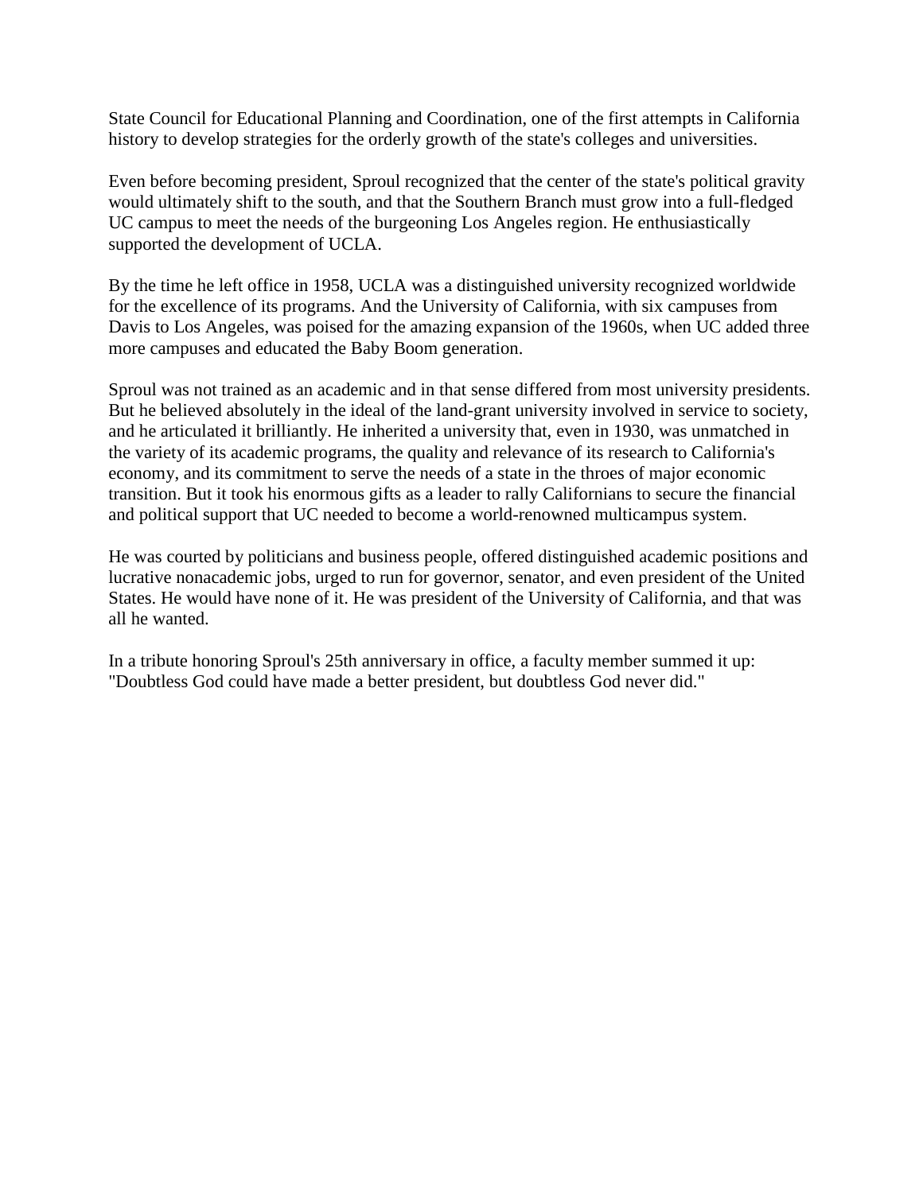State Council for Educational Planning and Coordination, one of the first attempts in California history to develop strategies for the orderly growth of the state's colleges and universities.

Even before becoming president, Sproul recognized that the center of the state's political gravity would ultimately shift to the south, and that the Southern Branch must grow into a full-fledged UC campus to meet the needs of the burgeoning Los Angeles region. He enthusiastically supported the development of UCLA.

By the time he left office in 1958, UCLA was a distinguished university recognized worldwide for the excellence of its programs. And the University of California, with six campuses from Davis to Los Angeles, was poised for the amazing expansion of the 1960s, when UC added three more campuses and educated the Baby Boom generation.

Sproul was not trained as an academic and in that sense differed from most university presidents. But he believed absolutely in the ideal of the land-grant university involved in service to society, and he articulated it brilliantly. He inherited a university that, even in 1930, was unmatched in the variety of its academic programs, the quality and relevance of its research to California's economy, and its commitment to serve the needs of a state in the throes of major economic transition. But it took his enormous gifts as a leader to rally Californians to secure the financial and political support that UC needed to become a world-renowned multicampus system.

He was courted by politicians and business people, offered distinguished academic positions and lucrative nonacademic jobs, urged to run for governor, senator, and even president of the United States. He would have none of it. He was president of the University of California, and that was all he wanted.

In a tribute honoring Sproul's 25th anniversary in office, a faculty member summed it up: "Doubtless God could have made a better president, but doubtless God never did."